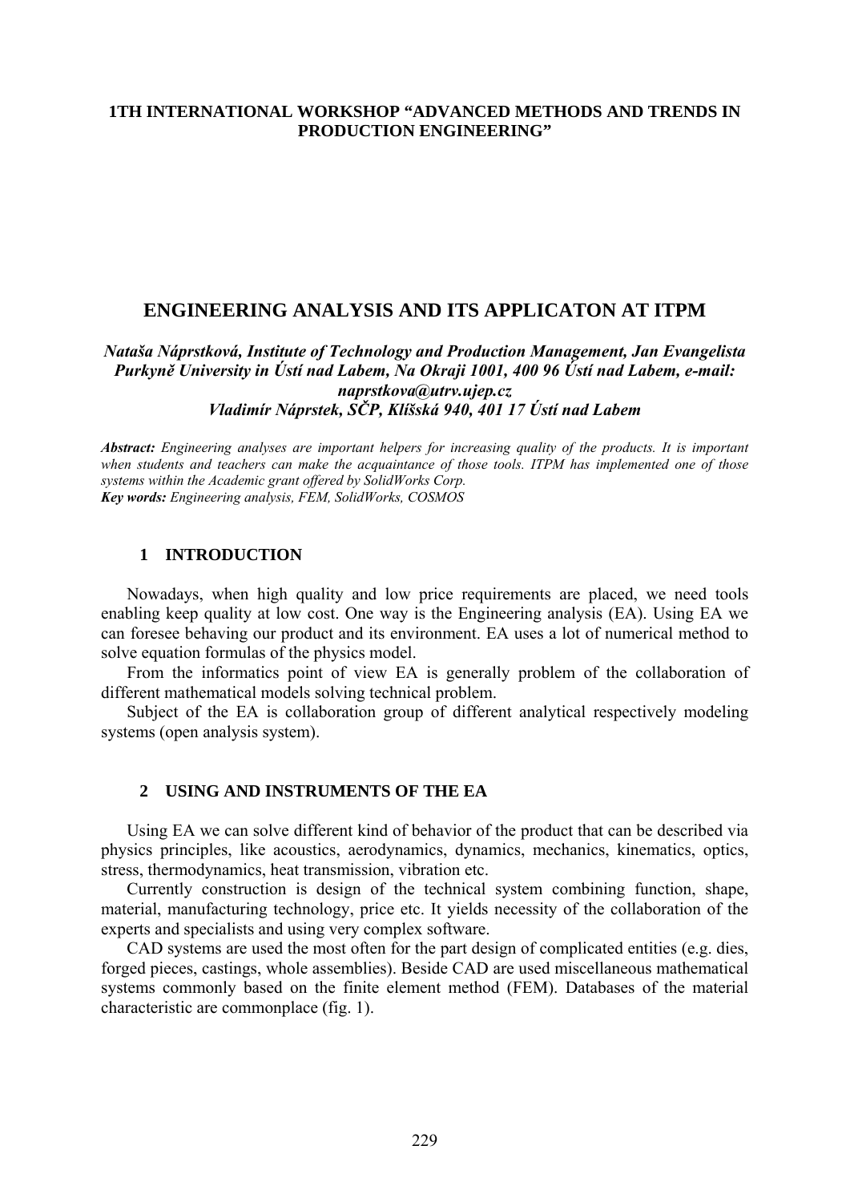**1TH INTERNATIONAL WORKSHOP "ADVANCED METHODS AND TRENDS IN PRODUCTION ENGINEERING"**

# ENGINEERING ANALYSIS AND ITS APPLICATON AT ITPM

***Nataša Náprstková, Institute of Technology and Production Management, Jan Evangelista Purkyně University in Ústí nad Labem, Na Okraji 1001, 400 96 Ústí nad Labem, e-mail: naprstkova@utrv.ujep.cz***
***Vladimír Náprstek, SČP, Klíšská 940, 401 17 Ústí nad Labem***

***Abstract:*** *Engineering analyses are important helpers for increasing quality of the products. It is important when students and teachers can make the acquaintance of those tools. ITPM has implemented one of those systems within the Academic grant offered by SolidWorks Corp.*
***Key words:*** *Engineering analysis, FEM, SolidWorks, COSMOS*

## 1 INTRODUCTION

Nowadays, when high quality and low price requirements are placed, we need tools enabling keep quality at low cost. One way is the Engineering analysis (EA). Using EA we can foresee behaving our product and its environment. EA uses a lot of numerical method to solve equation formulas of the physics model.

From the informatics point of view EA is generally problem of the collaboration of different mathematical models solving technical problem.

Subject of the EA is collaboration group of different analytical respectively modeling systems (open analysis system).

## 2 USING AND INSTRUMENTS OF THE EA

Using EA we can solve different kind of behavior of the product that can be described via physics principles, like acoustics, aerodynamics, dynamics, mechanics, kinematics, optics, stress, thermodynamics, heat transmission, vibration etc.

Currently construction is design of the technical system combining function, shape, material, manufacturing technology, price etc. It yields necessity of the collaboration of the experts and specialists and using very complex software.

CAD systems are used the most often for the part design of complicated entities (e.g. dies, forged pieces, castings, whole assemblies). Beside CAD are used miscellaneous mathematical systems commonly based on the finite element method (FEM). Databases of the material characteristic are commonplace (fig. 1).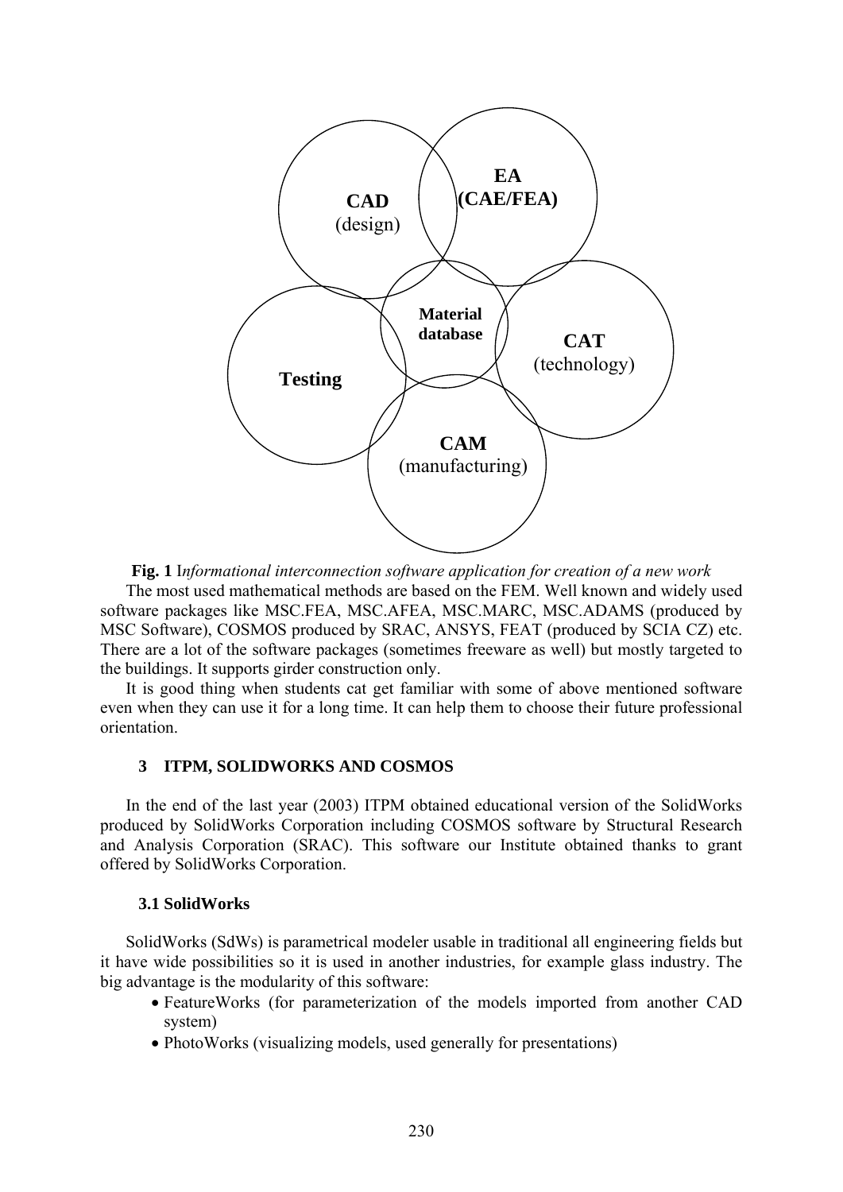**Fig. 1** I*nformational interconnection software application for creation of a new work*

The most used mathematical methods are based on the FEM. Well known and widely used software packages like MSC.FEA, MSC.AFEA, MSC.MARC, MSC.ADAMS (produced by MSC Software), COSMOS produced by SRAC, ANSYS, FEAT (produced by SCIA CZ) etc. There are a lot of the software packages (sometimes freeware as well) but mostly targeted to the buildings. It supports girder construction only.

It is good thing when students cat get familiar with some of above mentioned software even when they can use it for a long time. It can help them to choose their future professional orientation.

## 3 ITPM, SOLIDWORKS AND COSMOS

In the end of the last year (2003) ITPM obtained educational version of the SolidWorks produced by SolidWorks Corporation including COSMOS software by Structural Research and Analysis Corporation (SRAC). This software our Institute obtained thanks to grant offered by SolidWorks Corporation.

### 3.1 SolidWorks

SolidWorks (SdWs) is parametrical modeler usable in traditional all engineering fields but it have wide possibilities so it is used in another industries, for example glass industry. The big advantage is the modularity of this software:

- FeatureWorks (for parameterization of the models imported from another CAD system)
- PhotoWorks (visualizing models, used generally for presentations)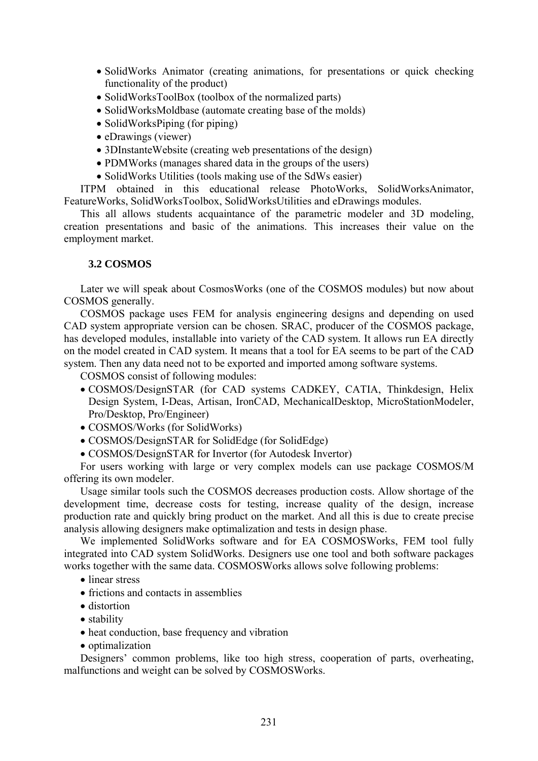- SolidWorks Animator (creating animations, for presentations or quick checking functionality of the product)
- SolidWorksToolBox (toolbox of the normalized parts)
- SolidWorksMoldbase (automate creating base of the molds)
- SolidWorksPiping (for piping)
- eDrawings (viewer)
- 3DInstanteWebsite (creating web presentations of the design)
- PDMWorks (manages shared data in the groups of the users)
- SolidWorks Utilities (tools making use of the SdWs easier)

ITPM obtained in this educational release PhotoWorks, SolidWorksAnimator, FeatureWorks, SolidWorksToolbox, SolidWorksUtilities and eDrawings modules.

This all allows students acquaintance of the parametric modeler and 3D modeling, creation presentations and basic of the animations. This increases their value on the employment market.

### 3.2 COSMOS

Later we will speak about CosmosWorks (one of the COSMOS modules) but now about COSMOS generally.

COSMOS package uses FEM for analysis engineering designs and depending on used CAD system appropriate version can be chosen. SRAC, producer of the COSMOS package, has developed modules, installable into variety of the CAD system. It allows run EA directly on the model created in CAD system. It means that a tool for EA seems to be part of the CAD system. Then any data need not to be exported and imported among software systems.

COSMOS consist of following modules:

- COSMOS/DesignSTAR (for CAD systems CADKEY, CATIA, Thinkdesign, Helix Design System, I-Deas, Artisan, IronCAD, MechanicalDesktop, MicroStationModeler, Pro/Desktop, Pro/Engineer)
- COSMOS/Works (for SolidWorks)
- COSMOS/DesignSTAR for SolidEdge (for SolidEdge)
- COSMOS/DesignSTAR for Invertor (for Autodesk Invertor)

For users working with large or very complex models can use package COSMOS/M offering its own modeler.

Usage similar tools such the COSMOS decreases production costs. Allow shortage of the development time, decrease costs for testing, increase quality of the design, increase production rate and quickly bring product on the market. And all this is due to create precise analysis allowing designers make optimalization and tests in design phase.

We implemented SolidWorks software and for EA COSMOSWorks, FEM tool fully integrated into CAD system SolidWorks. Designers use one tool and both software packages works together with the same data. COSMOSWorks allows solve following problems:

- linear stress
- frictions and contacts in assemblies
- distortion
- stability
- heat conduction, base frequency and vibration
- optimalization

Designers' common problems, like too high stress, cooperation of parts, overheating, malfunctions and weight can be solved by COSMOSWorks.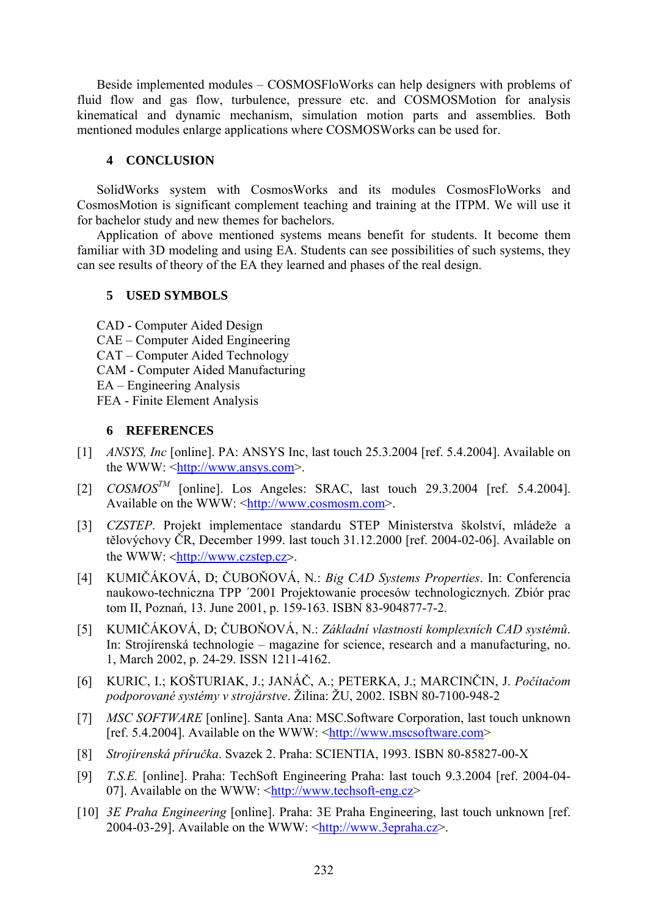Beside implemented modules – COSMOSFloWorks can help designers with problems of fluid flow and gas flow, turbulence, pressure etc. and COSMOSMotion for analysis kinematical and dynamic mechanism, simulation motion parts and assemblies. Both mentioned modules enlarge applications where COSMOSWorks can be used for.

## 4 CONCLUSION

SolidWorks system with CosmosWorks and its modules CosmosFloWorks and CosmosMotion is significant complement teaching and training at the ITPM. We will use it for bachelor study and new themes for bachelors.

Application of above mentioned systems means benefit for students. It become them familiar with 3D modeling and using EA. Students can see possibilities of such systems, they can see results of theory of the EA they learned and phases of the real design.

## 5 USED SYMBOLS

CAD - Computer Aided Design
CAE – Computer Aided Engineering
CAT – Computer Aided Technology
CAM - Computer Aided Manufacturing
EA – Engineering Analysis
FEA - Finite Element Analysis

## 6 REFERENCES

[1] *ANSYS, Inc* [online]. PA: ANSYS Inc, last touch 25.3.2004 [ref. 5.4.2004]. Available on the WWW: <http://www.ansys.com>.

[2] *COSMOS$^{TM}$* [online]. Los Angeles: SRAC, last touch 29.3.2004 [ref. 5.4.2004]. Available on the WWW: <http://www.cosmosm.com>.

[3] *CZSTEP*. Projekt implementace standardu STEP Ministerstva školství, mládeže a tělovýchovy ČR, December 1999. last touch 31.12.2000 [ref. 2004-02-06]. Available on the WWW: <http://www.czstep.cz>.

[4] KUMIČÁKOVÁ, D; ČUBOŇOVÁ, N.: *Big CAD Systems Properties*. In: Conferencia naukowo-techniczna TPP ´2001 Projektowanie procesów technologicznych. Zbiór prac tom II, Poznań, 13. June 2001, p. 159-163. ISBN 83-904877-7-2.

[5] KUMIČÁKOVÁ, D; ČUBOŇOVÁ, N.: *Základní vlastnosti komplexních CAD systémů*. In: Strojírenská technologie – magazine for science, research and a manufacturing, no. 1, March 2002, p. 24-29. ISSN 1211-4162.

[6] KURIC, I.; KOŠTURIAK, J.; JANÁČ, A.; PETERKA, J.; MARCINČIN, J. *Počítačom podporované systémy v strojárstve*. Žilina: ŽU, 2002. ISBN 80-7100-948-2

[7] *MSC SOFTWARE* [online]. Santa Ana: MSC.Software Corporation, last touch unknown [ref. 5.4.2004]. Available on the WWW: <http://www.mscsoftware.com>

[8] *Strojírenská příručka*. Svazek 2. Praha: SCIENTIA, 1993. ISBN 80-85827-00-X

[9] *T.S.E.* [online]. Praha: TechSoft Engineering Praha: last touch 9.3.2004 [ref. 2004-04-07]. Available on the WWW: <http://www.techsoft-eng.cz>

[10] *3E Praha Engineering* [online]. Praha: 3E Praha Engineering, last touch unknown [ref. 2004-03-29]. Available on the WWW: <http://www.3epraha.cz>.